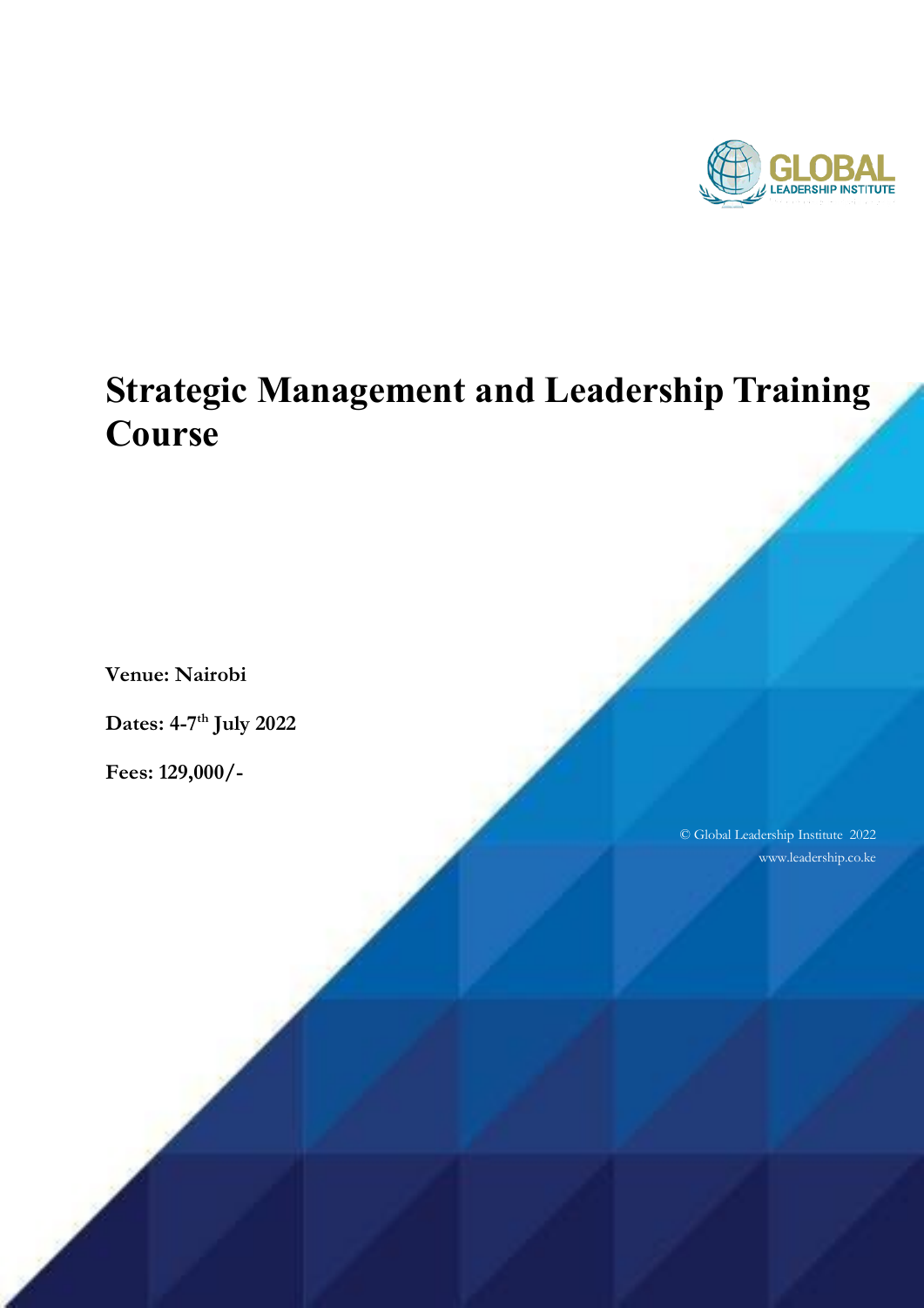# Strategic Management and Leadership Training Course

**Venue: Nairobi**

**Dates: 4-7th July 2022**

**Fees: 129,000/-**

© Global Leadership Institute 2022
www.leadership.co.ke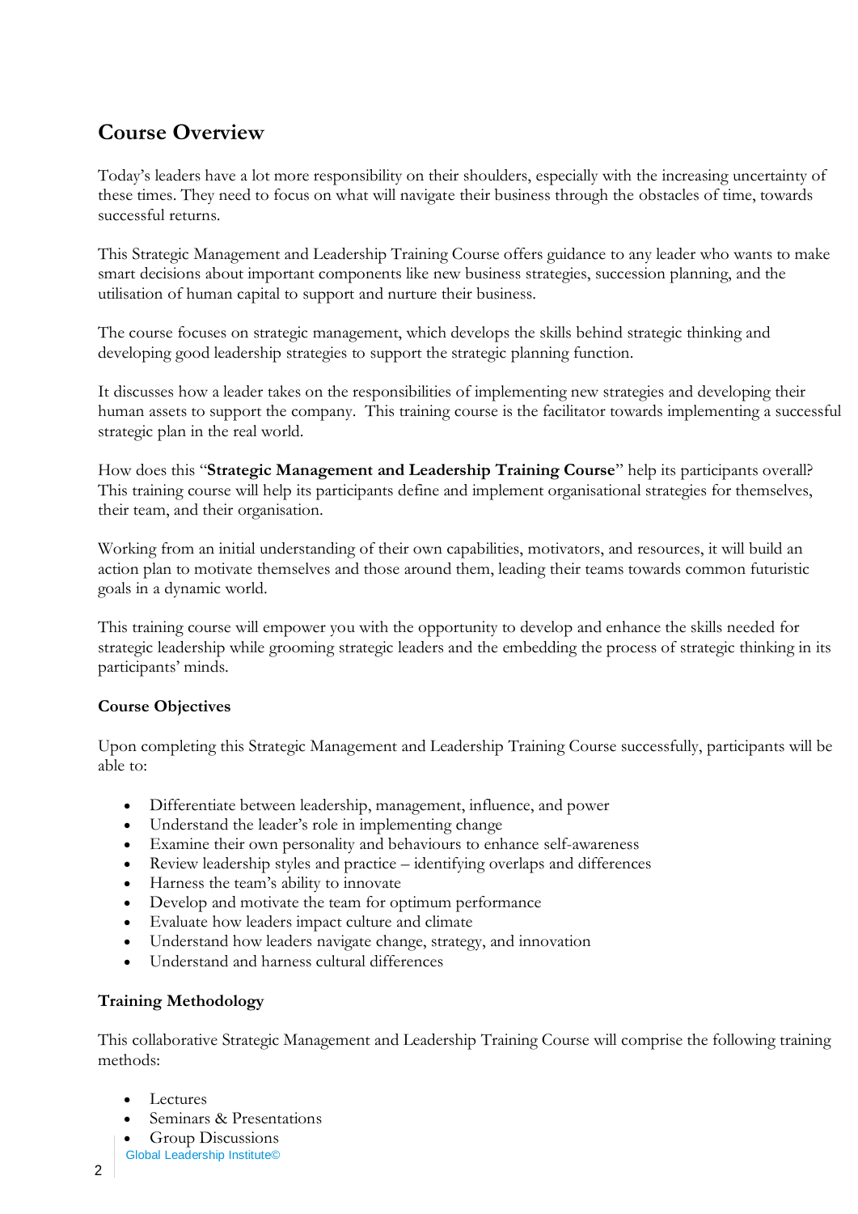## Course Overview

Today's leaders have a lot more responsibility on their shoulders, especially with the increasing uncertainty of these times. They need to focus on what will navigate their business through the obstacles of time, towards successful returns.

This Strategic Management and Leadership Training Course offers guidance to any leader who wants to make smart decisions about important components like new business strategies, succession planning, and the utilisation of human capital to support and nurture their business.

The course focuses on strategic management, which develops the skills behind strategic thinking and developing good leadership strategies to support the strategic planning function.

It discusses how a leader takes on the responsibilities of implementing new strategies and developing their human assets to support the company.  This training course is the facilitator towards implementing a successful strategic plan in the real world.

How does this "**Strategic Management and Leadership Training Course**" help its participants overall? This training course will help its participants define and implement organisational strategies for themselves, their team, and their organisation.

Working from an initial understanding of their own capabilities, motivators, and resources, it will build an action plan to motivate themselves and those around them, leading their teams towards common futuristic goals in a dynamic world.

This training course will empower you with the opportunity to develop and enhance the skills needed for strategic leadership while grooming strategic leaders and the embedding the process of strategic thinking in its participants' minds.

**Course Objectives**

Upon completing this Strategic Management and Leadership Training Course successfully, participants will be able to:

- Differentiate between leadership, management, influence, and power
- Understand the leader's role in implementing change
- Examine their own personality and behaviours to enhance self-awareness
- Review leadership styles and practice – identifying overlaps and differences
- Harness the team's ability to innovate
- Develop and motivate the team for optimum performance
- Evaluate how leaders impact culture and climate
- Understand how leaders navigate change, strategy, and innovation
- Understand and harness cultural differences

**Training Methodology**

This collaborative Strategic Management and Leadership Training Course will comprise the following training methods:

- Lectures
- Seminars & Presentations
- Group Discussions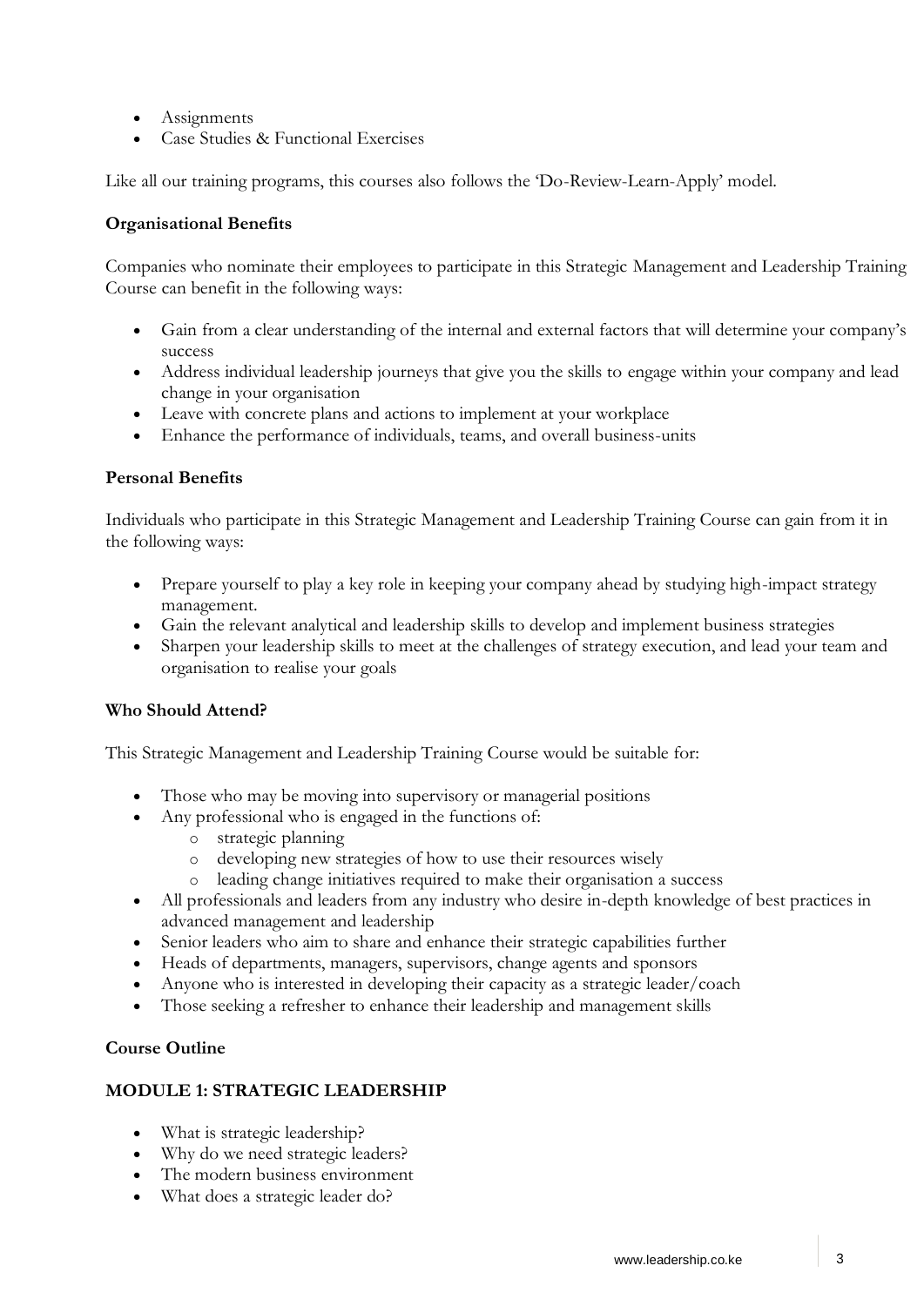- Assignments
- Case Studies & Functional Exercises

Like all our training programs, this courses also follows the 'Do-Review-Learn-Apply' model.

**Organisational Benefits**

Companies who nominate their employees to participate in this Strategic Management and Leadership Training Course can benefit in the following ways:

- Gain from a clear understanding of the internal and external factors that will determine your company's success
- Address individual leadership journeys that give you the skills to engage within your company and lead change in your organisation
- Leave with concrete plans and actions to implement at your workplace
- Enhance the performance of individuals, teams, and overall business-units

**Personal Benefits**

Individuals who participate in this Strategic Management and Leadership Training Course can gain from it in the following ways:

- Prepare yourself to play a key role in keeping your company ahead by studying high-impact strategy management.
- Gain the relevant analytical and leadership skills to develop and implement business strategies
- Sharpen your leadership skills to meet at the challenges of strategy execution, and lead your team and organisation to realise your goals

**Who Should Attend?**

This Strategic Management and Leadership Training Course would be suitable for:

- Those who may be moving into supervisory or managerial positions
- Any professional who is engaged in the functions of:
    - strategic planning
    - developing new strategies of how to use their resources wisely
    - leading change initiatives required to make their organisation a success
- All professionals and leaders from any industry who desire in-depth knowledge of best practices in advanced management and leadership
- Senior leaders who aim to share and enhance their strategic capabilities further
- Heads of departments, managers, supervisors, change agents and sponsors
- Anyone who is interested in developing their capacity as a strategic leader/coach
- Those seeking a refresher to enhance their leadership and management skills

**Course Outline**

**MODULE 1: STRATEGIC LEADERSHIP**

- What is strategic leadership?
- Why do we need strategic leaders?
- The modern business environment
- What does a strategic leader do?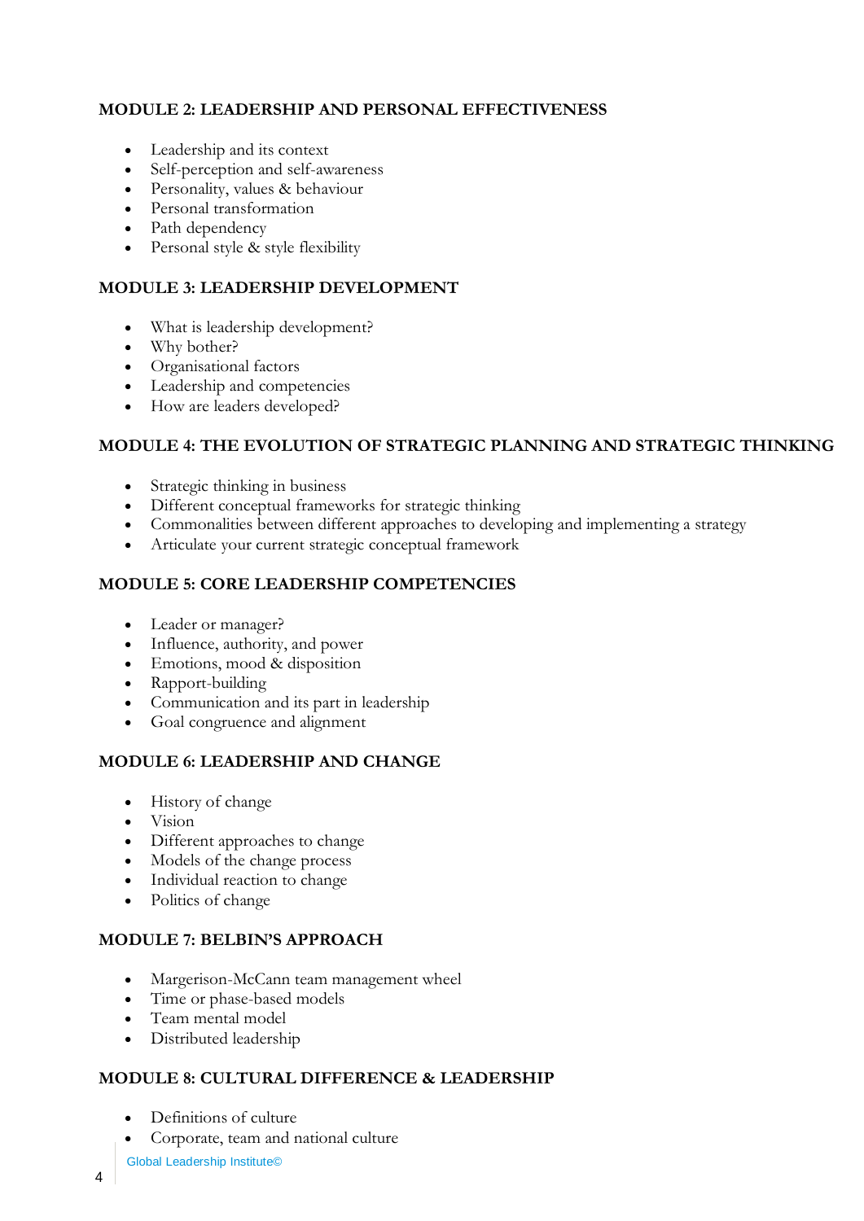**MODULE 2: LEADERSHIP AND PERSONAL EFFECTIVENESS**

- Leadership and its context
- Self-perception and self-awareness
- Personality, values & behaviour
- Personal transformation
- Path dependency
- Personal style & style flexibility

**MODULE 3: LEADERSHIP DEVELOPMENT**

- What is leadership development?
- Why bother?
- Organisational factors
- Leadership and competencies
- How are leaders developed?

**MODULE 4: THE EVOLUTION OF STRATEGIC PLANNING AND STRATEGIC THINKING**

- Strategic thinking in business
- Different conceptual frameworks for strategic thinking
- Commonalities between different approaches to developing and implementing a strategy
- Articulate your current strategic conceptual framework

**MODULE 5: CORE LEADERSHIP COMPETENCIES**

- Leader or manager?
- Influence, authority, and power
- Emotions, mood & disposition
- Rapport-building
- Communication and its part in leadership
- Goal congruence and alignment

**MODULE 6: LEADERSHIP AND CHANGE**

- History of change
- Vision
- Different approaches to change
- Models of the change process
- Individual reaction to change
- Politics of change

**MODULE 7: BELBIN'S APPROACH**

- Margerison-McCann team management wheel
- Time or phase-based models
- Team mental model
- Distributed leadership

**MODULE 8: CULTURAL DIFFERENCE & LEADERSHIP**

- Definitions of culture
- Corporate, team and national culture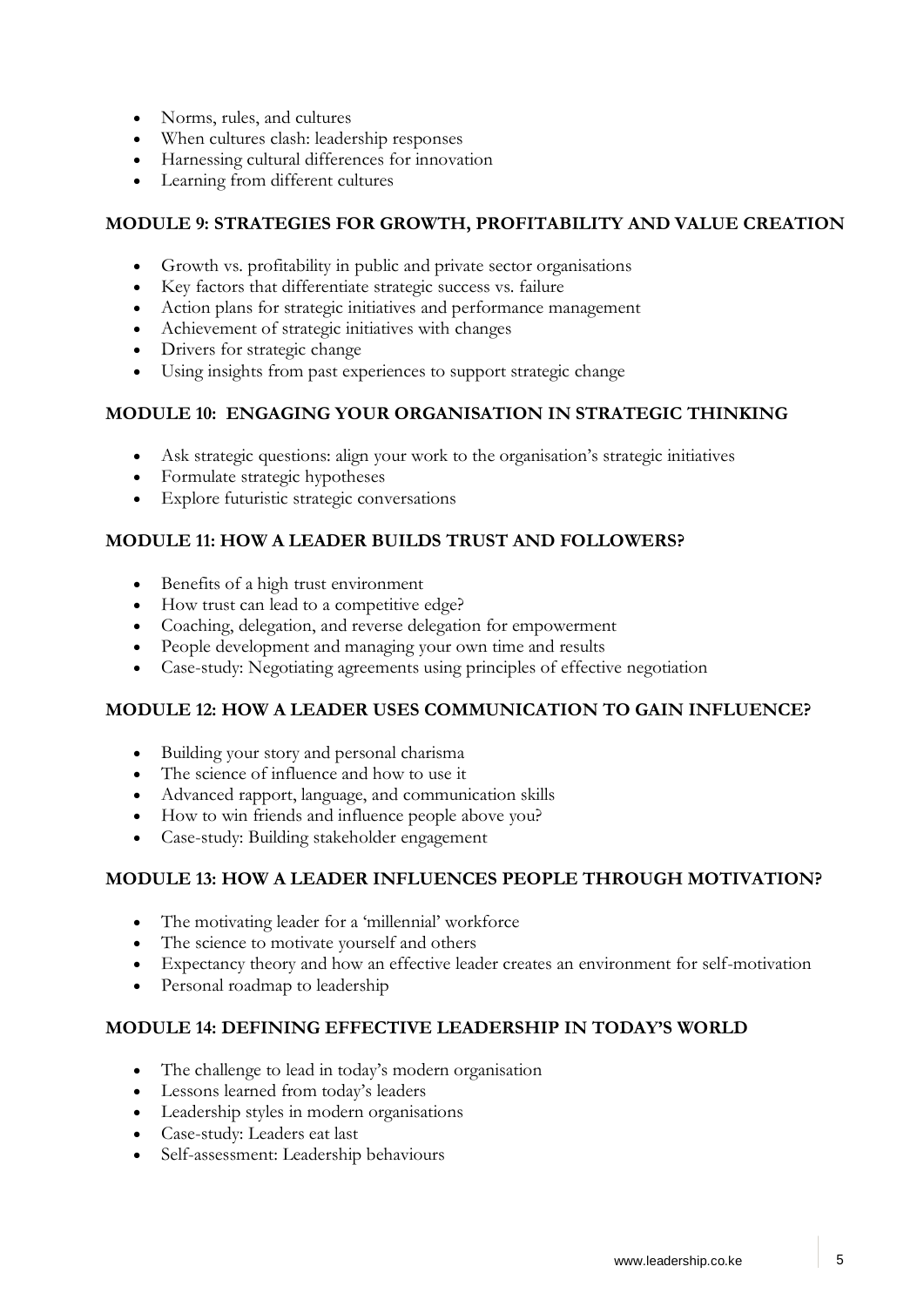- Norms, rules, and cultures
- When cultures clash: leadership responses
- Harnessing cultural differences for innovation
- Learning from different cultures

**MODULE 9: STRATEGIES FOR GROWTH, PROFITABILITY AND VALUE CREATION**

- Growth vs. profitability in public and private sector organisations
- Key factors that differentiate strategic success vs. failure
- Action plans for strategic initiatives and performance management
- Achievement of strategic initiatives with changes
- Drivers for strategic change
- Using insights from past experiences to support strategic change

**MODULE 10: ENGAGING YOUR ORGANISATION IN STRATEGIC THINKING**

- Ask strategic questions: align your work to the organisation's strategic initiatives
- Formulate strategic hypotheses
- Explore futuristic strategic conversations

**MODULE 11: HOW A LEADER BUILDS TRUST AND FOLLOWERS?**

- Benefits of a high trust environment
- How trust can lead to a competitive edge?
- Coaching, delegation, and reverse delegation for empowerment
- People development and managing your own time and results
- Case-study: Negotiating agreements using principles of effective negotiation

**MODULE 12: HOW A LEADER USES COMMUNICATION TO GAIN INFLUENCE?**

- Building your story and personal charisma
- The science of influence and how to use it
- Advanced rapport, language, and communication skills
- How to win friends and influence people above you?
- Case-study: Building stakeholder engagement

**MODULE 13: HOW A LEADER INFLUENCES PEOPLE THROUGH MOTIVATION?**

- The motivating leader for a 'millennial' workforce
- The science to motivate yourself and others
- Expectancy theory and how an effective leader creates an environment for self-motivation
- Personal roadmap to leadership

**MODULE 14: DEFINING EFFECTIVE LEADERSHIP IN TODAY'S WORLD**

- The challenge to lead in today's modern organisation
- Lessons learned from today's leaders
- Leadership styles in modern organisations
- Case-study: Leaders eat last
- Self-assessment: Leadership behaviours